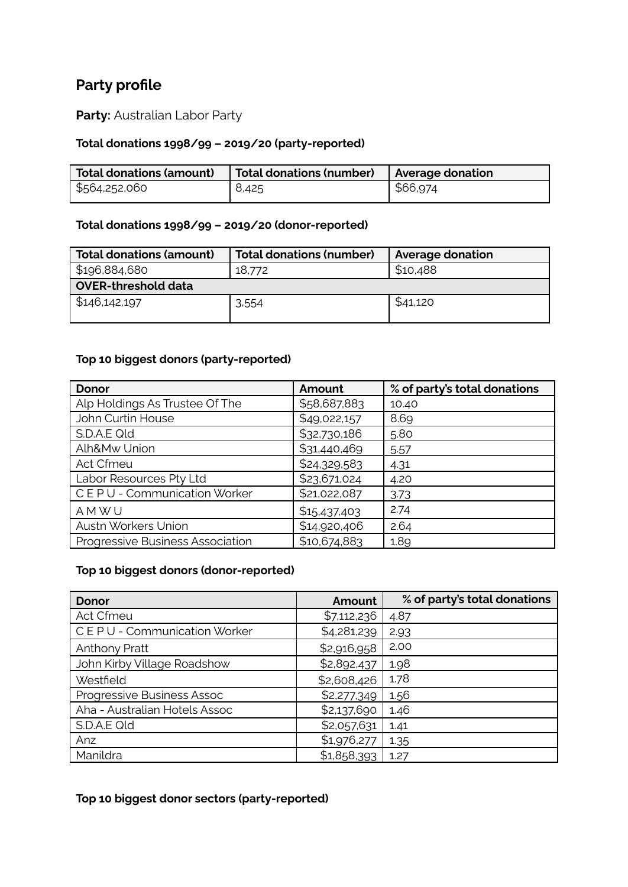## Party profile

**Party:** Australian Labor Party

**Total donations 1998/99 – 2019/20 (party-reported)**

| Total donations (amount) | Total donations (number) | Average donation |
|---|---|---|
| $564,252,060 | 8,425 | $66,974 |

**Total donations 1998/99 – 2019/20 (donor-reported)**

| Total donations (amount) | Total donations (number) | Average donation |
|---|---|---|
| $196,884,680 | 18,772 | $10,488 |
| **OVER-threshold data** | | |
| $146,142,197 | 3,554 | $41,120 |

**Top 10 biggest donors (party-reported)**

| Donor | Amount | % of party's total donations |
|---|---|---|
| Alp Holdings As Trustee Of The | $58,687,883 | 10.40 |
| John Curtin House | $49,022,157 | 8.69 |
| S.D.A.E Qld | $32,730,186 | 5.80 |
| Alh&Mw Union | $31,440,469 | 5.57 |
| Act Cfmeu | $24,329,583 | 4.31 |
| Labor Resources Pty Ltd | $23,671,024 | 4.20 |
| C E P U - Communication Worker | $21,022,087 | 3.73 |
| A M W U | $15,437,403 | 2.74 |
| Austn Workers Union | $14,920,406 | 2.64 |
| Progressive Business Association | $10,674,883 | 1.89 |

**Top 10 biggest donors (donor-reported)**

| Donor | Amount | % of party's total donations |
|---|---|---|
| Act Cfmeu | $7,112,236 | 4.87 |
| C E P U - Communication Worker | $4,281,239 | 2.93 |
| Anthony Pratt | $2,916,958 | 2.00 |
| John Kirby Village Roadshow | $2,892,437 | 1.98 |
| Westfield | $2,608,426 | 1.78 |
| Progressive Business Assoc | $2,277,349 | 1.56 |
| Aha - Australian Hotels Assoc | $2,137,690 | 1.46 |
| S.D.A.E Qld | $2,057,631 | 1.41 |
| Anz | $1,976,277 | 1.35 |
| Manildra | $1,858,393 | 1.27 |

**Top 10 biggest donor sectors (party-reported)**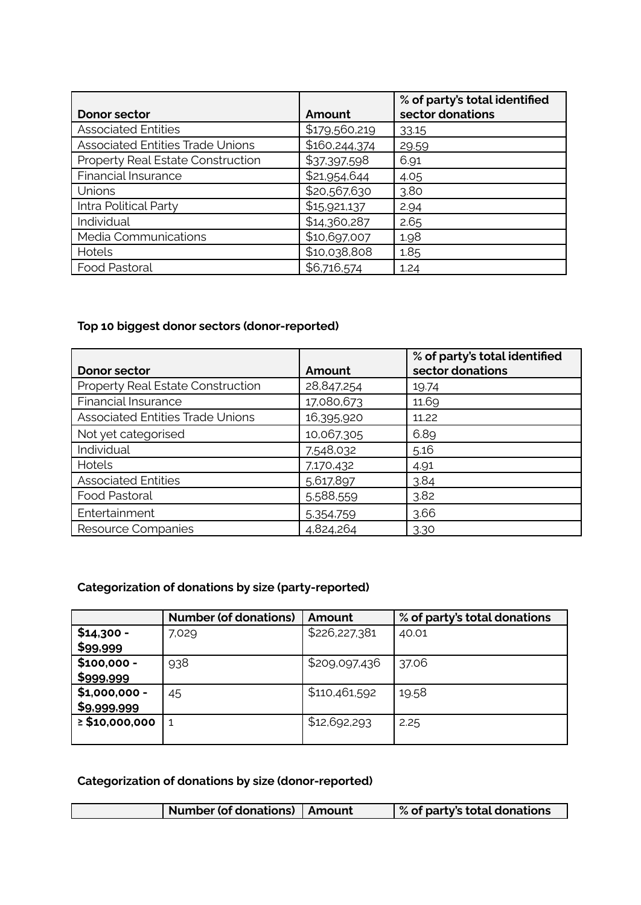| Donor sector | Amount | % of party's total identified sector donations |
|---|---|---|
| Associated Entities | $179,560,219 | 33.15 |
| Associated Entities Trade Unions | $160,244,374 | 29.59 |
| Property Real Estate Construction | $37,397,598 | 6.91 |
| Financial Insurance | $21,954,644 | 4.05 |
| Unions | $20,567,630 | 3.80 |
| Intra Political Party | $15,921,137 | 2.94 |
| Individual | $14,360,287 | 2.65 |
| Media Communications | $10,697,007 | 1.98 |
| Hotels | $10,038,808 | 1.85 |
| Food Pastoral | $6,716,574 | 1.24 |

### Top 10 biggest donor sectors (donor-reported)

| Donor sector | Amount | % of party's total identified sector donations |
|---|---|---|
| Property Real Estate Construction | 28,847,254 | 19.74 |
| Financial Insurance | 17,080,673 | 11.69 |
| Associated Entities Trade Unions | 16,395,920 | 11.22 |
| Not yet categorised | 10,067,305 | 6.89 |
| Individual | 7,548,032 | 5.16 |
| Hotels | 7,170,432 | 4.91 |
| Associated Entities | 5,617,897 | 3.84 |
| Food Pastoral | 5,588,559 | 3.82 |
| Entertainment | 5,354,759 | 3.66 |
| Resource Companies | 4,824,264 | 3.30 |

### Categorization of donations by size (party-reported)

| | Number (of donations) | Amount | % of party's total donations |
|---|---|---|---|
| **$14,300 - $99,999** | 7,029 | $226,227,381 | 40.01 |
| **$100,000 - $999,999** | 938 | $209,097,436 | 37.06 |
| **$1,000,000 - $9,999,999** | 45 | $110,461,592 | 19.58 |
| **≥ $10,000,000** | 1 | $12,692,293 | 2.25 |

### Categorization of donations by size (donor-reported)

| | Number (of donations) | Amount | % of party's total donations |
|---|---|---|---|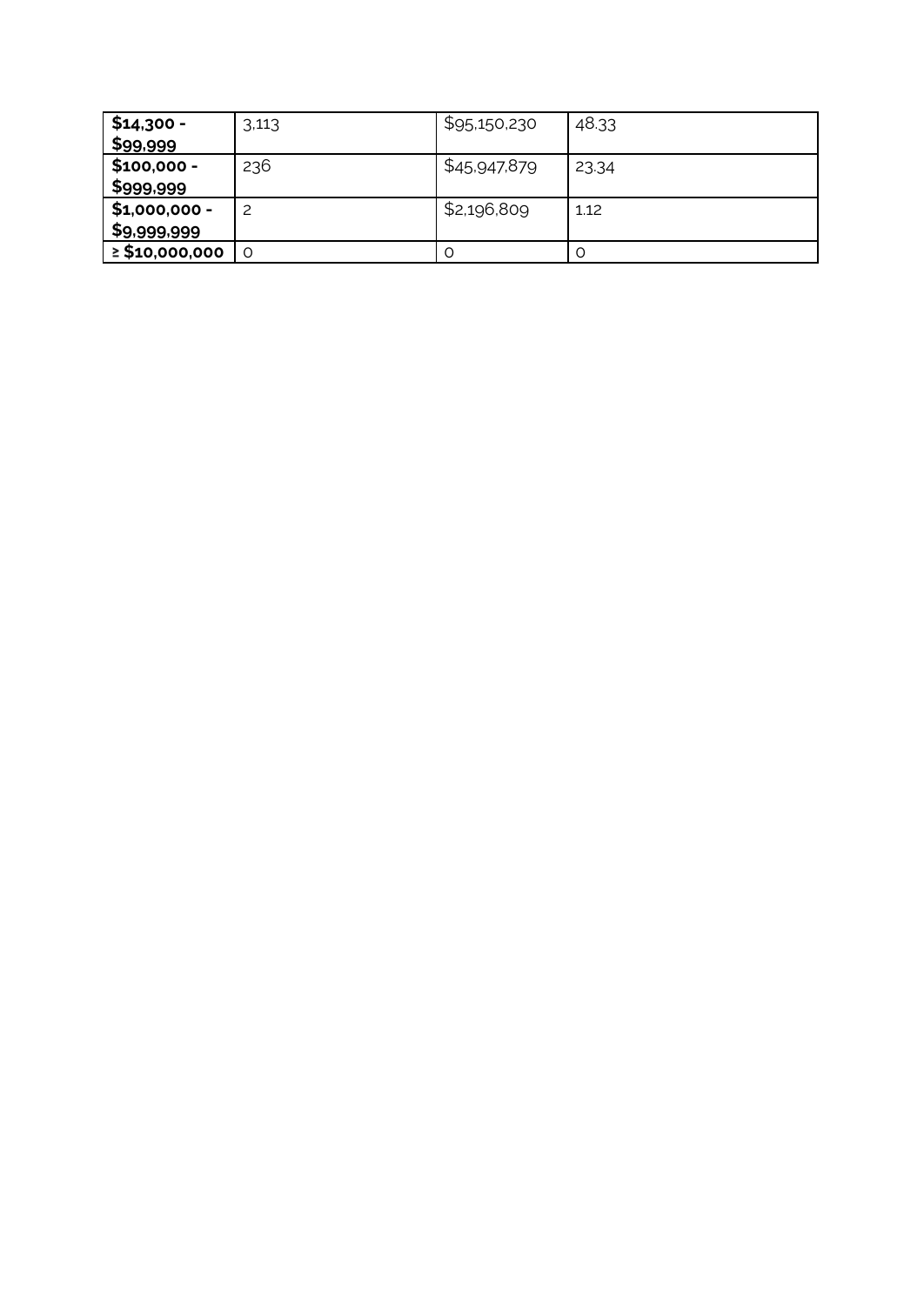| | | | |
|---|---|---|---|
| **$14,300 - $99,999** | 3,113 | $95,150,230 | 48.33 |
| **$100,000 - $999,999** | 236 | $45,947,879 | 23.34 |
| **$1,000,000 - $9,999,999** | 2 | $2,196,809 | 1.12 |
| **≥ $10,000,000** | 0 | 0 | 0 |